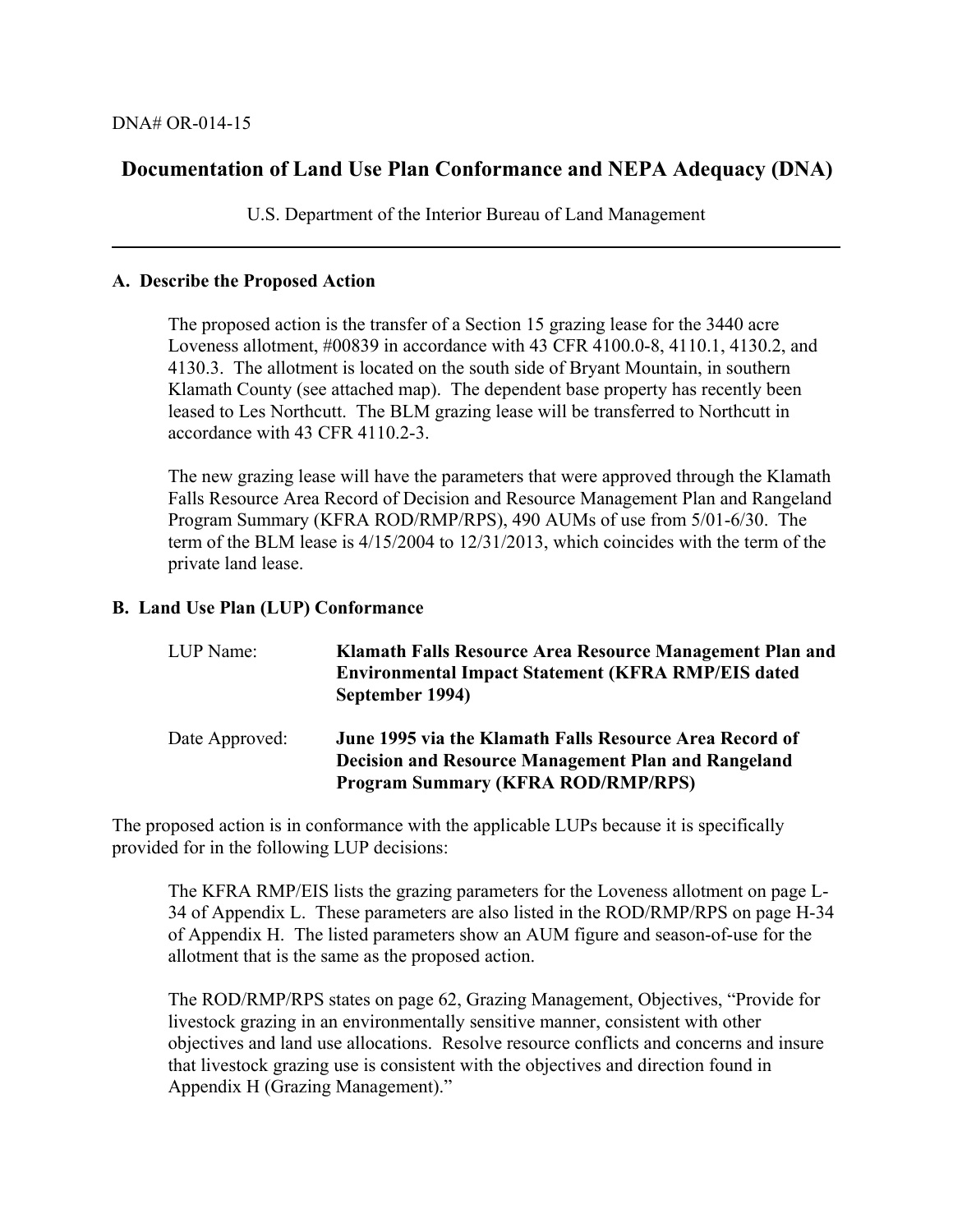DNA# OR-014-15

# Documentation of Land Use Plan Conformance and NEPA Adequacy (DNA)

U.S. Department of the Interior Bureau of Land Management

---

### A. Describe the Proposed Action

The proposed action is the transfer of a Section 15 grazing lease for the 3440 acre Loveness allotment, #00839 in accordance with 43 CFR 4100.0-8, 4110.1, 4130.2, and 4130.3. The allotment is located on the south side of Bryant Mountain, in southern Klamath County (see attached map). The dependent base property has recently been leased to Les Northcutt. The BLM grazing lease will be transferred to Northcutt in accordance with 43 CFR 4110.2-3.

The new grazing lease will have the parameters that were approved through the Klamath Falls Resource Area Record of Decision and Resource Management Plan and Rangeland Program Summary (KFRA ROD/RMP/RPS), 490 AUMs of use from 5/01-6/30. The term of the BLM lease is 4/15/2004 to 12/31/2013, which coincides with the term of the private land lease.

### B. Land Use Plan (LUP) Conformance

LUP Name: **Klamath Falls Resource Area Resource Management Plan and Environmental Impact Statement (KFRA RMP/EIS dated September 1994)**

Date Approved: **June 1995 via the Klamath Falls Resource Area Record of Decision and Resource Management Plan and Rangeland Program Summary (KFRA ROD/RMP/RPS)**

The proposed action is in conformance with the applicable LUPs because it is specifically provided for in the following LUP decisions:

The KFRA RMP/EIS lists the grazing parameters for the Loveness allotment on page L-34 of Appendix L. These parameters are also listed in the ROD/RMP/RPS on page H-34 of Appendix H. The listed parameters show an AUM figure and season-of-use for the allotment that is the same as the proposed action.

The ROD/RMP/RPS states on page 62, Grazing Management, Objectives, "Provide for livestock grazing in an environmentally sensitive manner, consistent with other objectives and land use allocations. Resolve resource conflicts and concerns and insure that livestock grazing use is consistent with the objectives and direction found in Appendix H (Grazing Management)."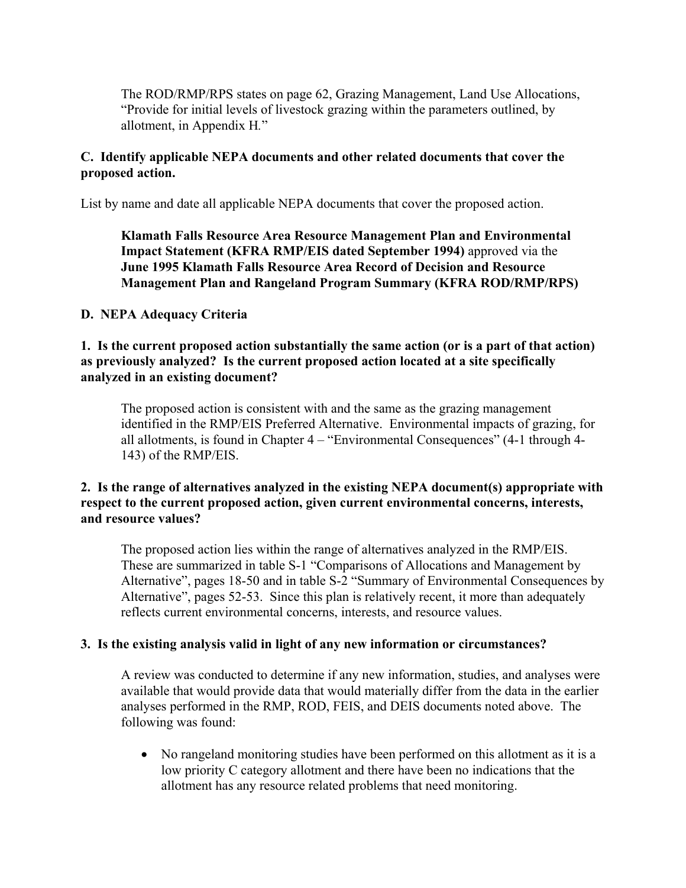The ROD/RMP/RPS states on page 62, Grazing Management, Land Use Allocations, "Provide for initial levels of livestock grazing within the parameters outlined, by allotment, in Appendix H."

**C. Identify applicable NEPA documents and other related documents that cover the proposed action.**

List by name and date all applicable NEPA documents that cover the proposed action.

**Klamath Falls Resource Area Resource Management Plan and Environmental Impact Statement (KFRA RMP/EIS dated September 1994)** approved via the **June 1995 Klamath Falls Resource Area Record of Decision and Resource Management Plan and Rangeland Program Summary (KFRA ROD/RMP/RPS)**

**D. NEPA Adequacy Criteria**

**1. Is the current proposed action substantially the same action (or is a part of that action) as previously analyzed? Is the current proposed action located at a site specifically analyzed in an existing document?**

The proposed action is consistent with and the same as the grazing management identified in the RMP/EIS Preferred Alternative. Environmental impacts of grazing, for all allotments, is found in Chapter 4 – "Environmental Consequences" (4-1 through 4-143) of the RMP/EIS.

**2. Is the range of alternatives analyzed in the existing NEPA document(s) appropriate with respect to the current proposed action, given current environmental concerns, interests, and resource values?**

The proposed action lies within the range of alternatives analyzed in the RMP/EIS. These are summarized in table S-1 "Comparisons of Allocations and Management by Alternative", pages 18-50 and in table S-2 "Summary of Environmental Consequences by Alternative", pages 52-53. Since this plan is relatively recent, it more than adequately reflects current environmental concerns, interests, and resource values.

**3. Is the existing analysis valid in light of any new information or circumstances?**

A review was conducted to determine if any new information, studies, and analyses were available that would provide data that would materially differ from the data in the earlier analyses performed in the RMP, ROD, FEIS, and DEIS documents noted above. The following was found:

- No rangeland monitoring studies have been performed on this allotment as it is a low priority C category allotment and there have been no indications that the allotment has any resource related problems that need monitoring.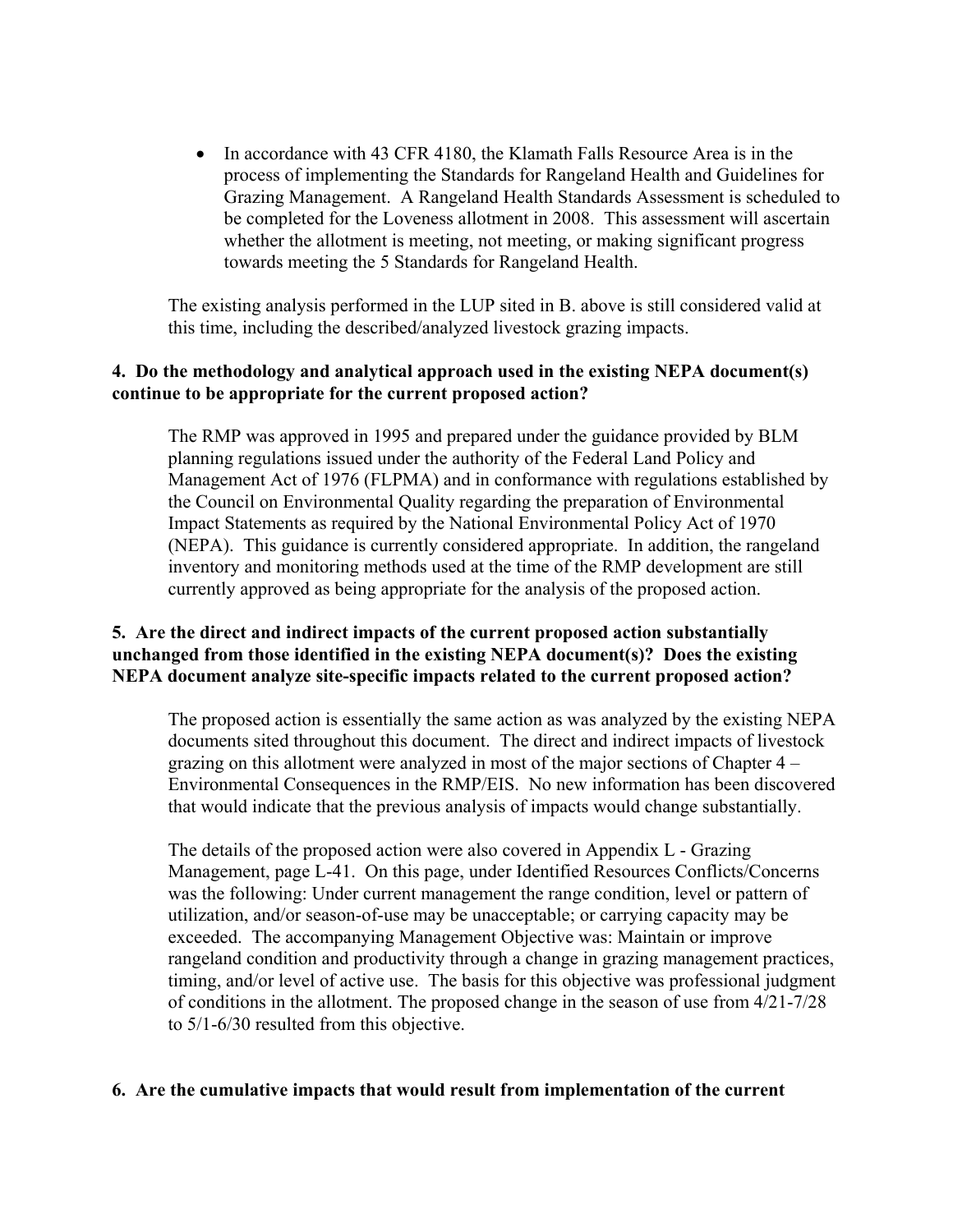- In accordance with 43 CFR 4180, the Klamath Falls Resource Area is in the process of implementing the Standards for Rangeland Health and Guidelines for Grazing Management. A Rangeland Health Standards Assessment is scheduled to be completed for the Loveness allotment in 2008. This assessment will ascertain whether the allotment is meeting, not meeting, or making significant progress towards meeting the 5 Standards for Rangeland Health.

The existing analysis performed in the LUP sited in B. above is still considered valid at this time, including the described/analyzed livestock grazing impacts.

**4. Do the methodology and analytical approach used in the existing NEPA document(s) continue to be appropriate for the current proposed action?**

The RMP was approved in 1995 and prepared under the guidance provided by BLM planning regulations issued under the authority of the Federal Land Policy and Management Act of 1976 (FLPMA) and in conformance with regulations established by the Council on Environmental Quality regarding the preparation of Environmental Impact Statements as required by the National Environmental Policy Act of 1970 (NEPA). This guidance is currently considered appropriate. In addition, the rangeland inventory and monitoring methods used at the time of the RMP development are still currently approved as being appropriate for the analysis of the proposed action.

**5. Are the direct and indirect impacts of the current proposed action substantially unchanged from those identified in the existing NEPA document(s)? Does the existing NEPA document analyze site-specific impacts related to the current proposed action?**

The proposed action is essentially the same action as was analyzed by the existing NEPA documents sited throughout this document. The direct and indirect impacts of livestock grazing on this allotment were analyzed in most of the major sections of Chapter 4 – Environmental Consequences in the RMP/EIS. No new information has been discovered that would indicate that the previous analysis of impacts would change substantially.

The details of the proposed action were also covered in Appendix L - Grazing Management, page L-41. On this page, under Identified Resources Conflicts/Concerns was the following: Under current management the range condition, level or pattern of utilization, and/or season-of-use may be unacceptable; or carrying capacity may be exceeded. The accompanying Management Objective was: Maintain or improve rangeland condition and productivity through a change in grazing management practices, timing, and/or level of active use. The basis for this objective was professional judgment of conditions in the allotment. The proposed change in the season of use from 4/21-7/28 to 5/1-6/30 resulted from this objective.

**6. Are the cumulative impacts that would result from implementation of the current**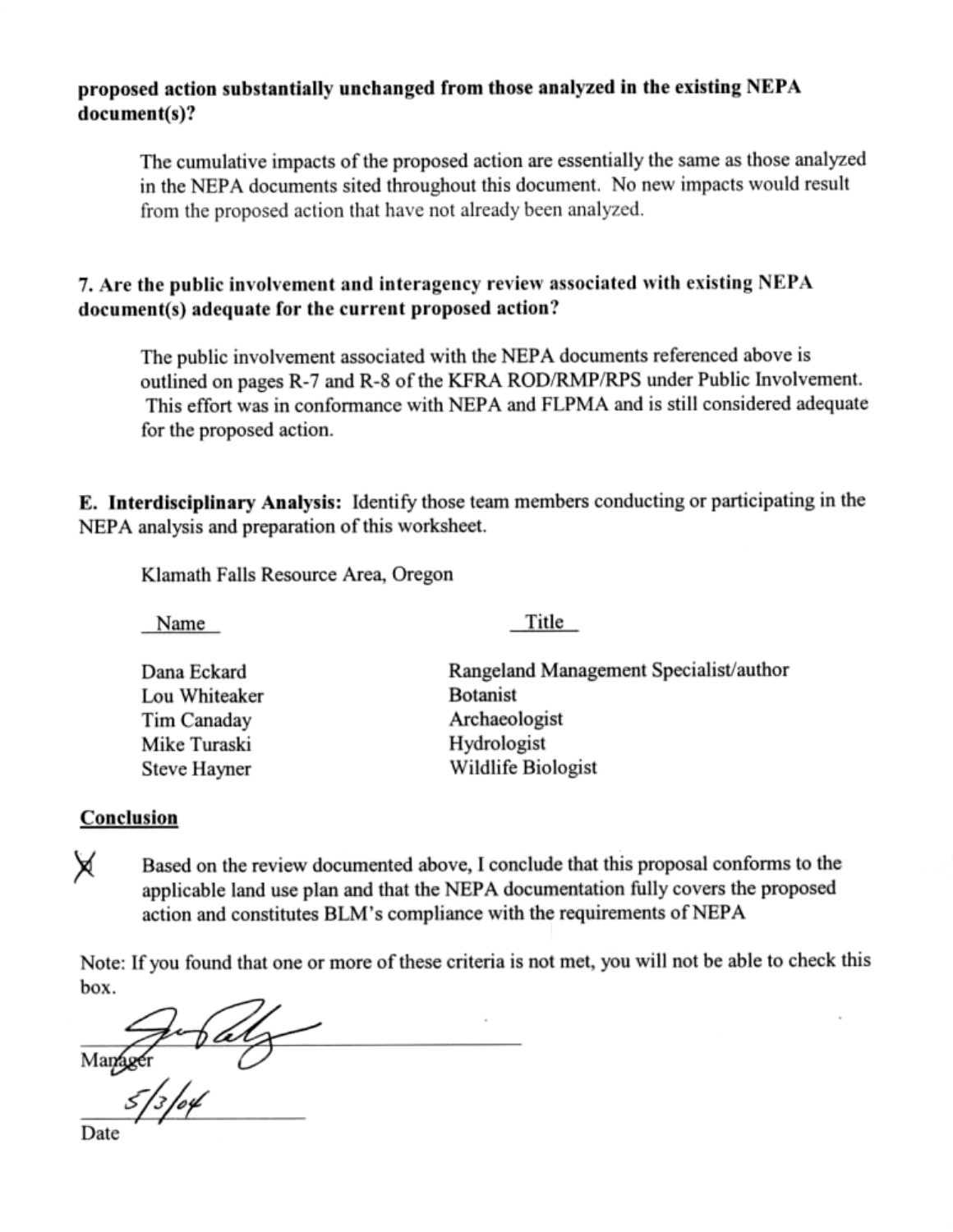**proposed action substantially unchanged from those analyzed in the existing NEPA document(s)?**

The cumulative impacts of the proposed action are essentially the same as those analyzed in the NEPA documents sited throughout this document. No new impacts would result from the proposed action that have not already been analyzed.

**7. Are the public involvement and interagency review associated with existing NEPA document(s) adequate for the current proposed action?**

The public involvement associated with the NEPA documents referenced above is outlined on pages R-7 and R-8 of the KFRA ROD/RMP/RPS under Public Involvement. This effort was in conformance with NEPA and FLPMA and is still considered adequate for the proposed action.

**E. Interdisciplinary Analysis:** Identify those team members conducting or participating in the NEPA analysis and preparation of this worksheet.

Klamath Falls Resource Area, Oregon

| Name | Title |
| --- | --- |
| Dana Eckard | Rangeland Management Specialist/author |
| Lou Whiteaker | Botanist |
| Tim Canaday | Archaeologist |
| Mike Turaski | Hydrologist |
| Steve Hayner | Wildlife Biologist |

**Conclusion**

X Based on the review documented above, I conclude that this proposal conforms to the applicable land use plan and that the NEPA documentation fully covers the proposed action and constitutes BLM's compliance with the requirements of NEPA

Note: If you found that one or more of these criteria is not met, you will not be able to check this box.

Manager

5/3/04

Date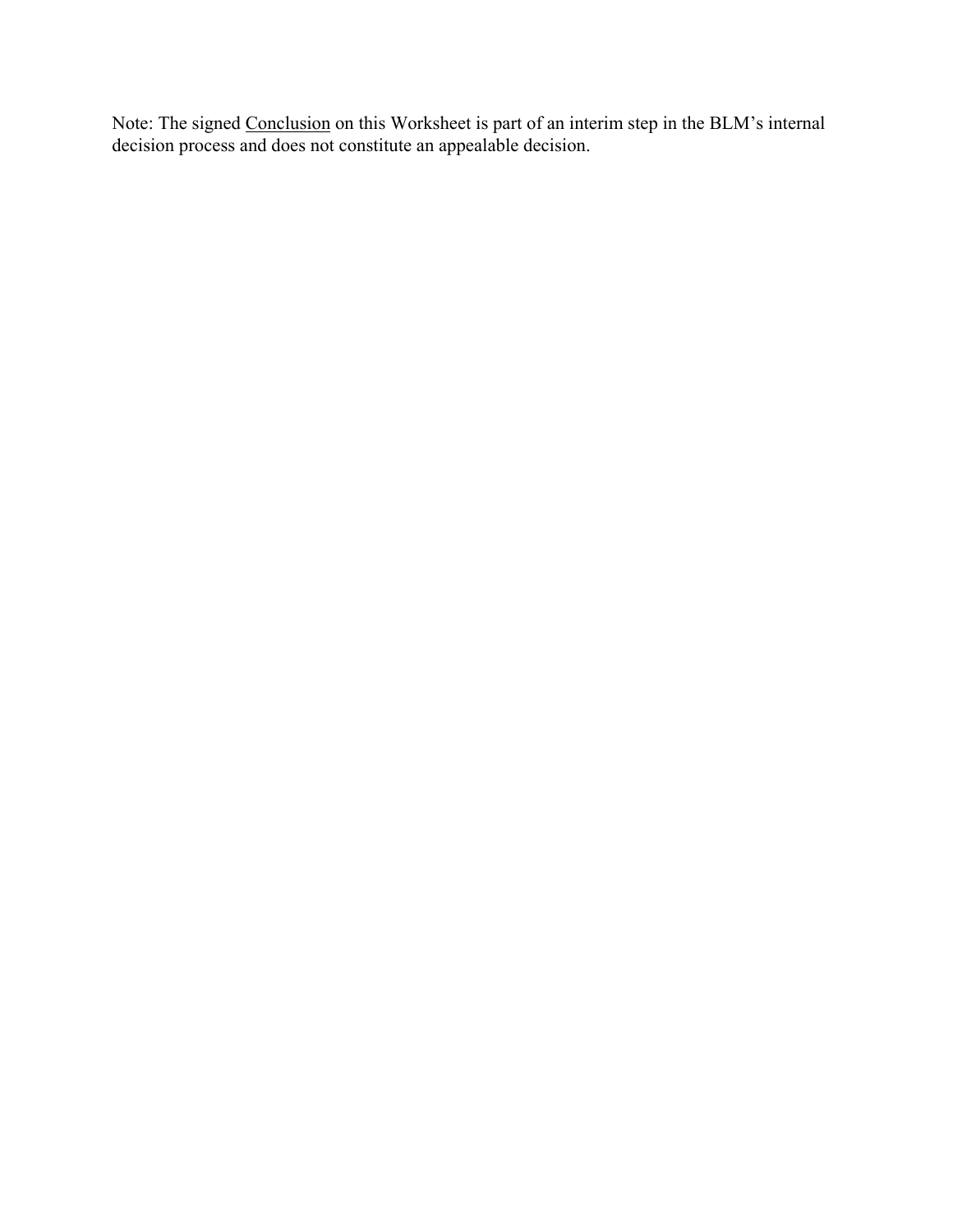Note: The signed <u>Conclusion</u> on this Worksheet is part of an interim step in the BLM's internal decision process and does not constitute an appealable decision.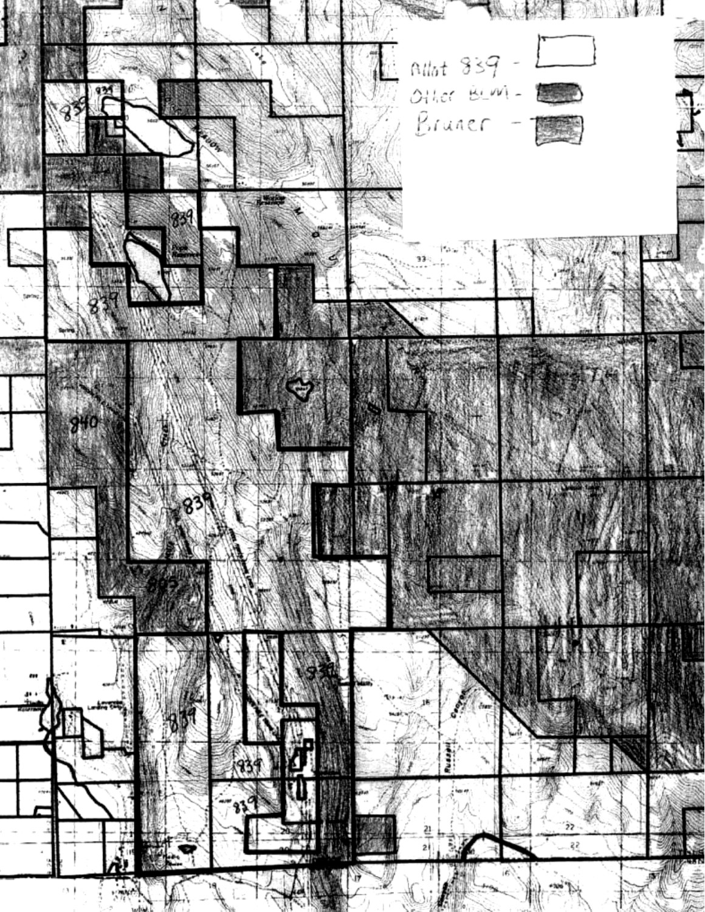Allot 839 -

Other BLM -

Bruner -

839

839

839

839

839

840

839

885

839

839

839

839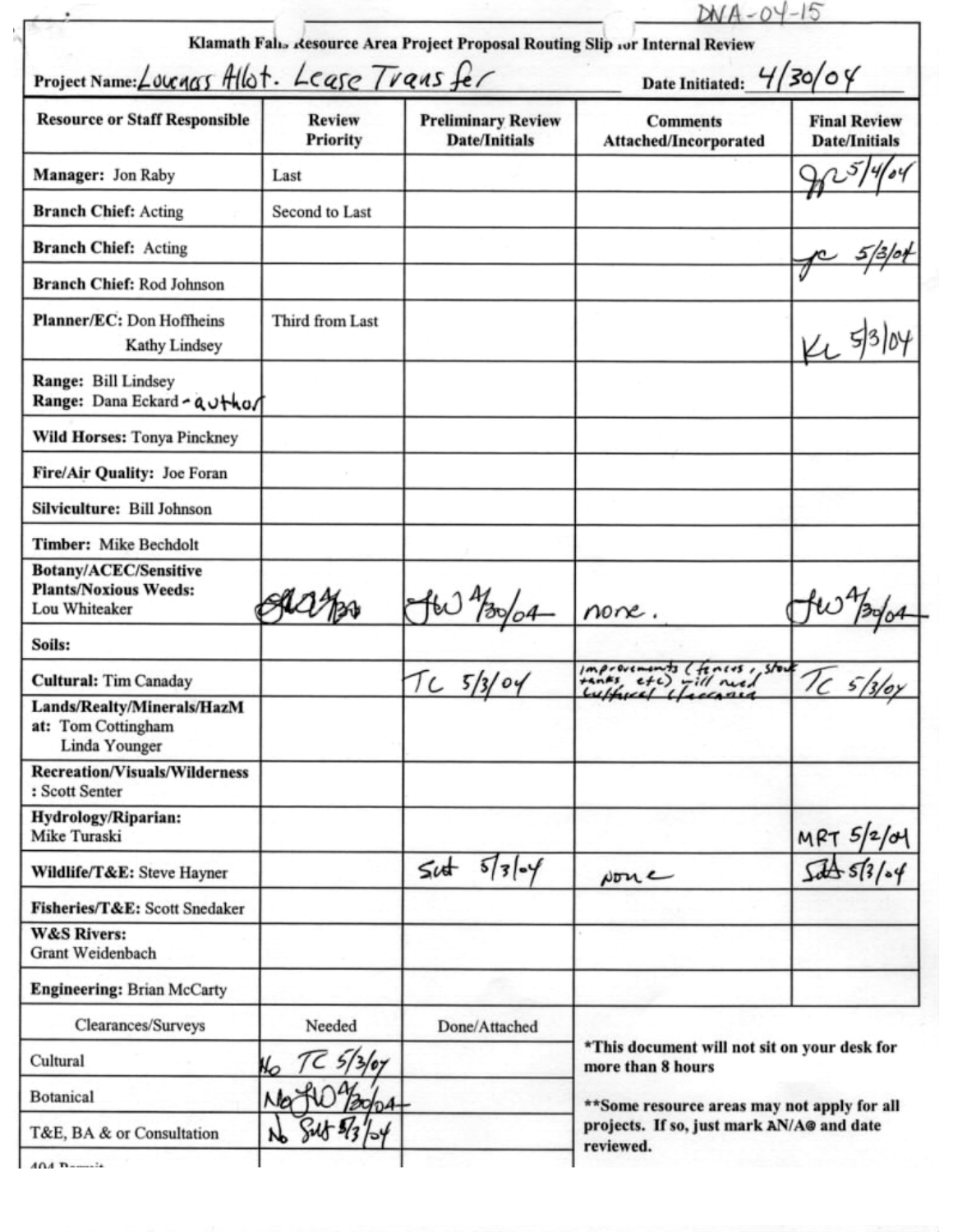DNA-04-15

**Klamath Falls Resource Area Project Proposal Routing Slip for Internal Review**

**Project Name:** Loveness Allot. Lease Transfer **Date Initiated:** 4/30/04

| Resource or Staff Responsible | Review Priority | Preliminary Review Date/Initials | Comments Attached/Incorporated | Final Review Date/Initials |
|---|---|---|---|---|
| **Manager:** Jon Raby | Last | | | JR 5/4/04 |
| **Branch Chief:** Acting | Second to Last | | | |
| **Branch Chief:** Acting | | | | JC 5/3/04 |
| **Branch Chief:** Rod Johnson | | | | |
| **Planner/EC:** Don Hoffheins Kathy Lindsey | Third from Last | | | KL 5/3/04 |
| **Range:** Bill Lindsey **Range:** Dana Eckard - author | | | | |
| **Wild Horses:** Tonya Pinckney | | | | |
| **Fire/Air Quality:** Joe Foran | | | | |
| **Silviculture:** Bill Johnson | | | | |
| **Timber:** Mike Bechdolt | | | | |
| **Botany/ACEC/Sensitive Plants/Noxious Weeds:** Lou Whiteaker | LW 4/30 | LW 4/30/04 | none. | LW 4/30/04 |
| **Soils:** | | | | |
| **Cultural:** Tim Canaday | | TC 5/3/04 | improvements (fences, stock tanks, etc) will need cultural clearance | TC 5/3/04 |
| **Lands/Realty/Minerals/HazMat:** Tom Cottingham Linda Younger | | | | |
| **Recreation/Visuals/Wilderness:** Scott Senter | | | | |
| **Hydrology/Riparian:** Mike Turaski | | | | MRT 5/2/04 |
| **Wildlife/T&E:** Steve Hayner | | SH 5/3/04 | none | SH 5/3/04 |
| **Fisheries/T&E:** Scott Snedaker | | | | |
| **W&S Rivers:** Grant Weidenbach | | | | |
| **Engineering:** Brian McCarty | | | | |

| Clearances/Surveys | Needed | Done/Attached |
|---|---|---|
| Cultural | No TC 5/3/04 | |
| Botanical | No LW 4/30/04 | |
| T&E, BA & or Consultation | No SH 5/3/04 | |
| 404 Permit | | |

*This document will not sit on your desk for more than 8 hours

**Some resource areas may not apply for all projects. If so, just mark ANA@ and date reviewed.